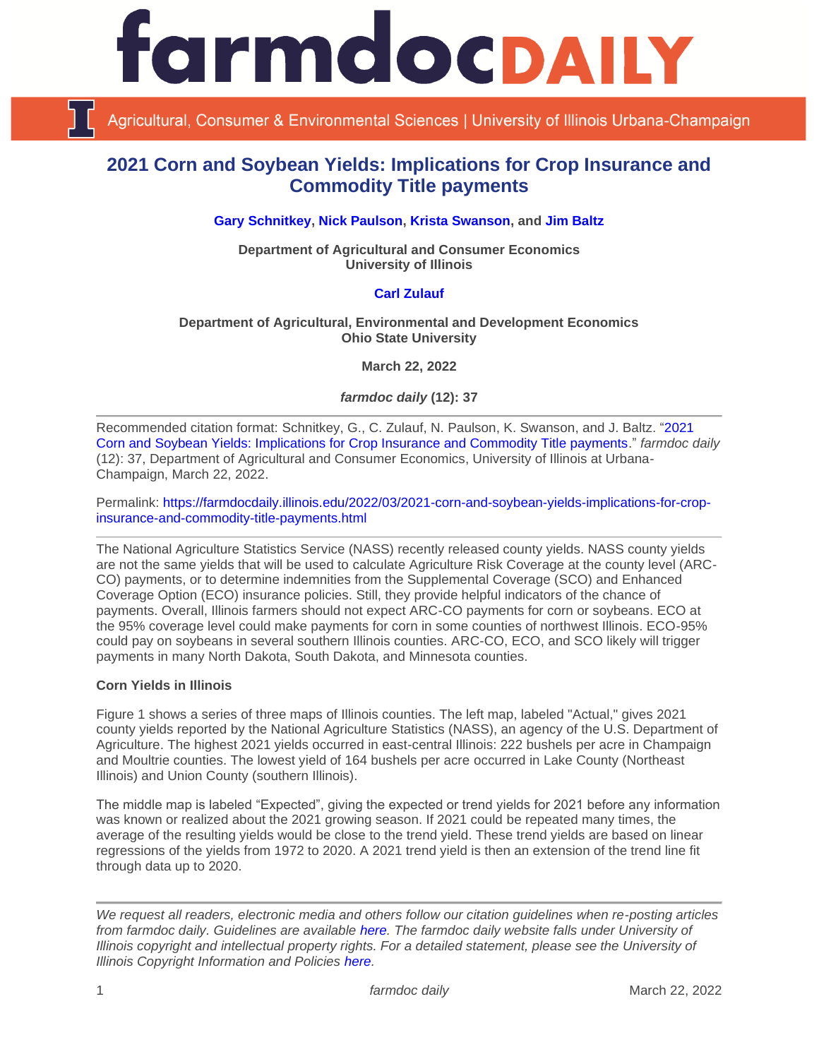# 2021 Corn and Soybean Yields: Implications for Crop Insurance and Commodity Title payments

**Gary Schnitkey, Nick Paulson, Krista Swanson, and Jim Baltz**

**Department of Agricultural and Consumer Economics**
**University of Illinois**

**Carl Zulauf**

**Department of Agricultural, Environmental and Development Economics**
**Ohio State University**

**March 22, 2022**

***farmdoc daily* (12): 37**

---

Recommended citation format: Schnitkey, G., C. Zulauf, N. Paulson, K. Swanson, and J. Baltz. "2021 Corn and Soybean Yields: Implications for Crop Insurance and Commodity Title payments." *farmdoc daily* (12): 37, Department of Agricultural and Consumer Economics, University of Illinois at Urbana-Champaign, March 22, 2022.

Permalink: https://farmdocdaily.illinois.edu/2022/03/2021-corn-and-soybean-yields-implications-for-crop-insurance-and-commodity-title-payments.html

---

The National Agriculture Statistics Service (NASS) recently released county yields. NASS county yields are not the same yields that will be used to calculate Agriculture Risk Coverage at the county level (ARC-CO) payments, or to determine indemnities from the Supplemental Coverage (SCO) and Enhanced Coverage Option (ECO) insurance policies. Still, they provide helpful indicators of the chance of payments. Overall, Illinois farmers should not expect ARC-CO payments for corn or soybeans. ECO at the 95% coverage level could make payments for corn in some counties of northwest Illinois. ECO-95% could pay on soybeans in several southern Illinois counties. ARC-CO, ECO, and SCO likely will trigger payments in many North Dakota, South Dakota, and Minnesota counties.

### Corn Yields in Illinois

Figure 1 shows a series of three maps of Illinois counties. The left map, labeled "Actual," gives 2021 county yields reported by the National Agriculture Statistics (NASS), an agency of the U.S. Department of Agriculture. The highest 2021 yields occurred in east-central Illinois: 222 bushels per acre in Champaign and Moultrie counties. The lowest yield of 164 bushels per acre occurred in Lake County (Northeast Illinois) and Union County (southern Illinois).

The middle map is labeled "Expected", giving the expected or trend yields for 2021 before any information was known or realized about the 2021 growing season. If 2021 could be repeated many times, the average of the resulting yields would be close to the trend yield. These trend yields are based on linear regressions of the yields from 1972 to 2020. A 2021 trend yield is then an extension of the trend line fit through data up to 2020.

---

*We request all readers, electronic media and others follow our citation guidelines when re-posting articles from farmdoc daily. Guidelines are available here. The farmdoc daily website falls under University of Illinois copyright and intellectual property rights. For a detailed statement, please see the University of Illinois Copyright Information and Policies here.*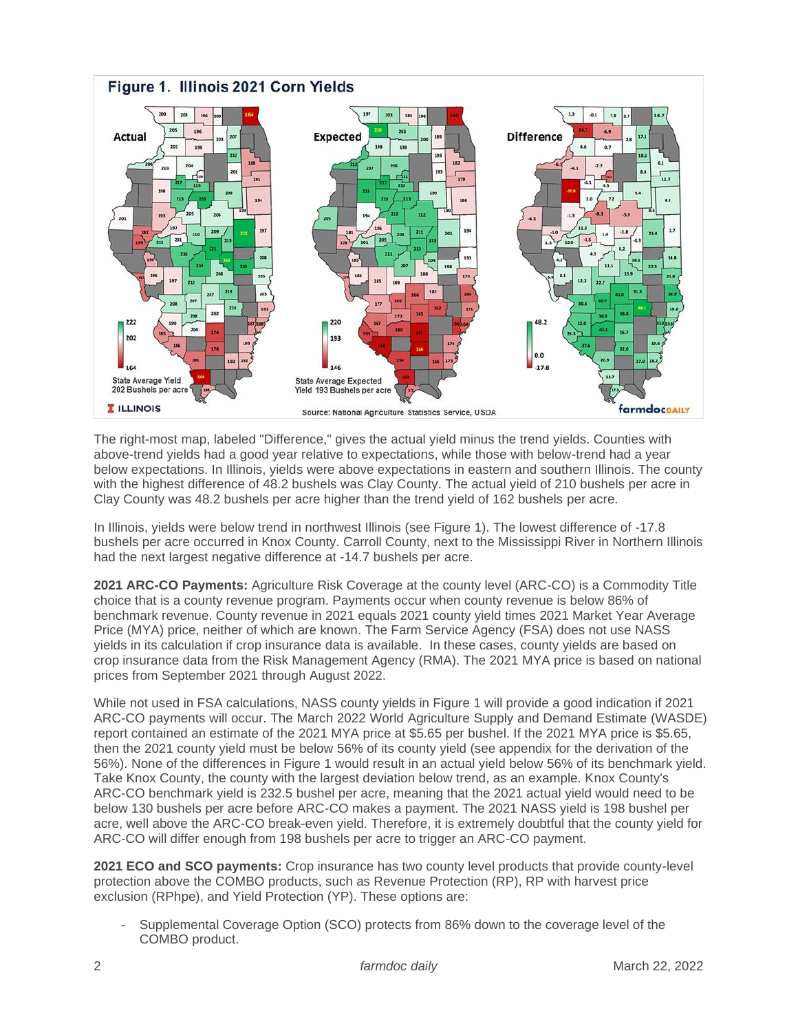**Figure 1. Illinois 2021 Corn Yields**

Source: National Agriculture Statistics Service, USDA

The right-most map, labeled "Difference," gives the actual yield minus the trend yields. Counties with above-trend yields had a good year relative to expectations, while those with below-trend had a year below expectations. In Illinois, yields were above expectations in eastern and southern Illinois. The county with the highest difference of 48.2 bushels was Clay County. The actual yield of 210 bushels per acre in Clay County was 48.2 bushels per acre higher than the trend yield of 162 bushels per acre.

In Illinois, yields were below trend in northwest Illinois (see Figure 1). The lowest difference of -17.8 bushels per acre occurred in Knox County. Carroll County, next to the Mississippi River in Northern Illinois had the next largest negative difference at -14.7 bushels per acre.

**2021 ARC-CO Payments:** Agriculture Risk Coverage at the county level (ARC-CO) is a Commodity Title choice that is a county revenue program. Payments occur when county revenue is below 86% of benchmark revenue. County revenue in 2021 equals 2021 county yield times 2021 Market Year Average Price (MYA) price, neither of which are known. The Farm Service Agency (FSA) does not use NASS yields in its calculation if crop insurance data is available. In these cases, county yields are based on crop insurance data from the Risk Management Agency (RMA). The 2021 MYA price is based on national prices from September 2021 through August 2022.

While not used in FSA calculations, NASS county yields in Figure 1 will provide a good indication if 2021 ARC-CO payments will occur. The March 2022 World Agriculture Supply and Demand Estimate (WASDE) report contained an estimate of the 2021 MYA price at $5.65 per bushel. If the 2021 MYA price is $5.65, then the 2021 county yield must be below 56% of its county yield (see appendix for the derivation of the 56%). None of the differences in Figure 1 would result in an actual yield below 56% of its benchmark yield. Take Knox County, the county with the largest deviation below trend, as an example. Knox County's ARC-CO benchmark yield is 232.5 bushel per acre, meaning that the 2021 actual yield would need to be below 130 bushels per acre before ARC-CO makes a payment. The 2021 NASS yield is 198 bushel per acre, well above the ARC-CO break-even yield. Therefore, it is extremely doubtful that the county yield for ARC-CO will differ enough from 198 bushels per acre to trigger an ARC-CO payment.

**2021 ECO and SCO payments:** Crop insurance has two county level products that provide county-level protection above the COMBO products, such as Revenue Protection (RP), RP with harvest price exclusion (RPhpe), and Yield Protection (YP). These options are:

- Supplemental Coverage Option (SCO) protects from 86% down to the coverage level of the COMBO product.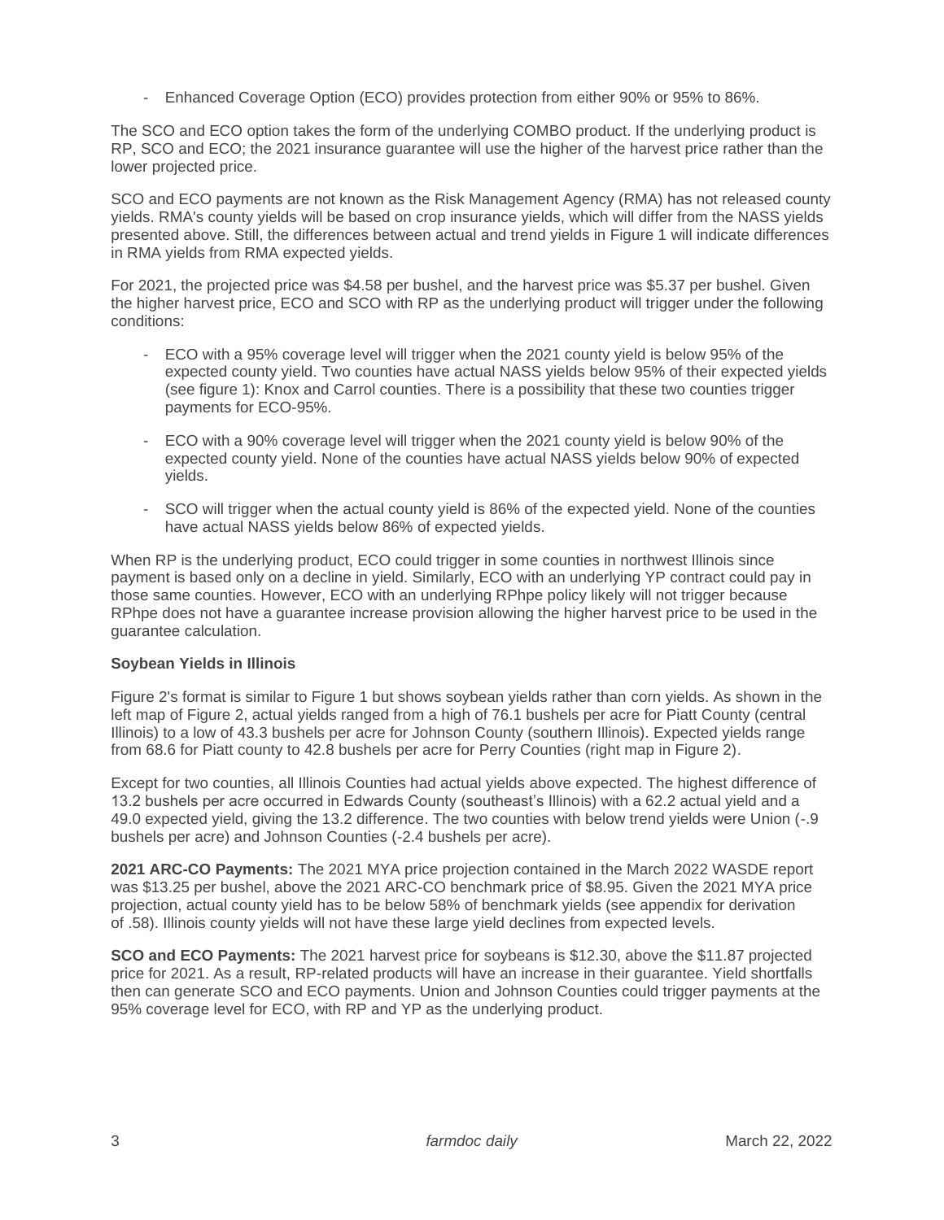- Enhanced Coverage Option (ECO) provides protection from either 90% or 95% to 86%.

The SCO and ECO option takes the form of the underlying COMBO product. If the underlying product is RP, SCO and ECO; the 2021 insurance guarantee will use the higher of the harvest price rather than the lower projected price.

SCO and ECO payments are not known as the Risk Management Agency (RMA) has not released county yields. RMA's county yields will be based on crop insurance yields, which will differ from the NASS yields presented above. Still, the differences between actual and trend yields in Figure 1 will indicate differences in RMA yields from RMA expected yields.

For 2021, the projected price was $4.58 per bushel, and the harvest price was $5.37 per bushel. Given the higher harvest price, ECO and SCO with RP as the underlying product will trigger under the following conditions:

- ECO with a 95% coverage level will trigger when the 2021 county yield is below 95% of the expected county yield. Two counties have actual NASS yields below 95% of their expected yields (see figure 1): Knox and Carrol counties. There is a possibility that these two counties trigger payments for ECO-95%.
- ECO with a 90% coverage level will trigger when the 2021 county yield is below 90% of the expected county yield. None of the counties have actual NASS yields below 90% of expected yields.
- SCO will trigger when the actual county yield is 86% of the expected yield. None of the counties have actual NASS yields below 86% of expected yields.

When RP is the underlying product, ECO could trigger in some counties in northwest Illinois since payment is based only on a decline in yield. Similarly, ECO with an underlying YP contract could pay in those same counties. However, ECO with an underlying RPhpe policy likely will not trigger because RPhpe does not have a guarantee increase provision allowing the higher harvest price to be used in the guarantee calculation.

**Soybean Yields in Illinois**

Figure 2's format is similar to Figure 1 but shows soybean yields rather than corn yields. As shown in the left map of Figure 2, actual yields ranged from a high of 76.1 bushels per acre for Piatt County (central Illinois) to a low of 43.3 bushels per acre for Johnson County (southern Illinois). Expected yields range from 68.6 for Piatt county to 42.8 bushels per acre for Perry Counties (right map in Figure 2).

Except for two counties, all Illinois Counties had actual yields above expected. The highest difference of 13.2 bushels per acre occurred in Edwards County (southeast's Illinois) with a 62.2 actual yield and a 49.0 expected yield, giving the 13.2 difference. The two counties with below trend yields were Union (-.9 bushels per acre) and Johnson Counties (-2.4 bushels per acre).

**2021 ARC-CO Payments:** The 2021 MYA price projection contained in the March 2022 WASDE report was $13.25 per bushel, above the 2021 ARC-CO benchmark price of $8.95. Given the 2021 MYA price projection, actual county yield has to be below 58% of benchmark yields (see appendix for derivation of .58). Illinois county yields will not have these large yield declines from expected levels.

**SCO and ECO Payments:** The 2021 harvest price for soybeans is $12.30, above the $11.87 projected price for 2021. As a result, RP-related products will have an increase in their guarantee. Yield shortfalls then can generate SCO and ECO payments. Union and Johnson Counties could trigger payments at the 95% coverage level for ECO, with RP and YP as the underlying product.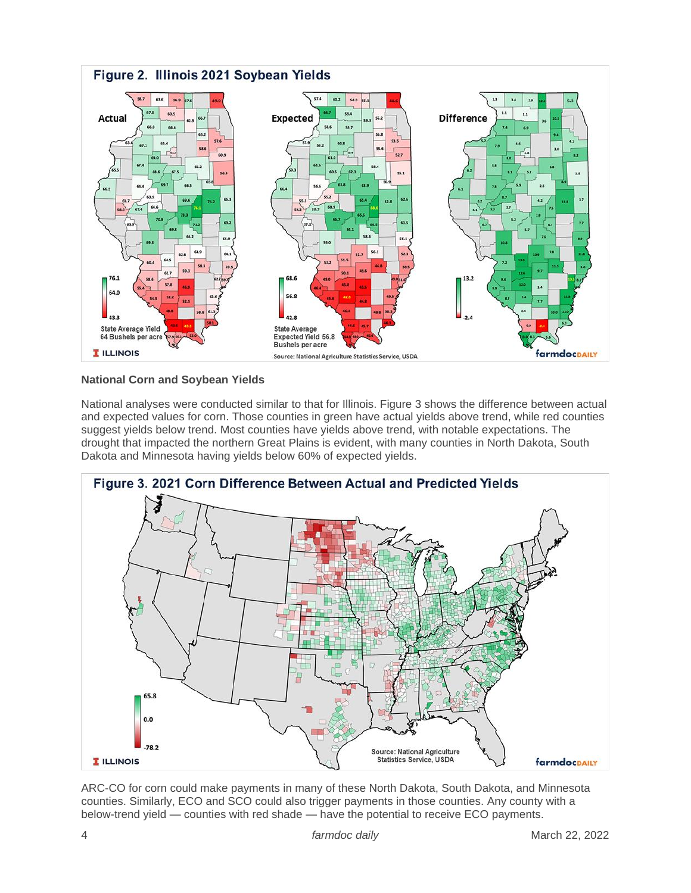**Figure 2. Illinois 2021 Soybean Yields**

Actual — State Average Yield 64 Bushels per acre

Expected — State Average Expected Yield 56.8 Bushels per acre

Difference

Source: National Agriculture Statistics Service, USDA

### National Corn and Soybean Yields

National analyses were conducted similar to that for Illinois. Figure 3 shows the difference between actual and expected values for corn. Those counties in green have actual yields above trend, while red counties suggest yields below trend. Most counties have yields above trend, with notable expectations. The drought that impacted the northern Great Plains is evident, with many counties in North Dakota, South Dakota and Minnesota having yields below 60% of expected yields.

**Figure 3. 2021 Corn Difference Between Actual and Predicted Yields**

Source: National Agriculture Statistics Service, USDA

ARC-CO for corn could make payments in many of these North Dakota, South Dakota, and Minnesota counties. Similarly, ECO and SCO could also trigger payments in those counties. Any county with a below-trend yield — counties with red shade — have the potential to receive ECO payments.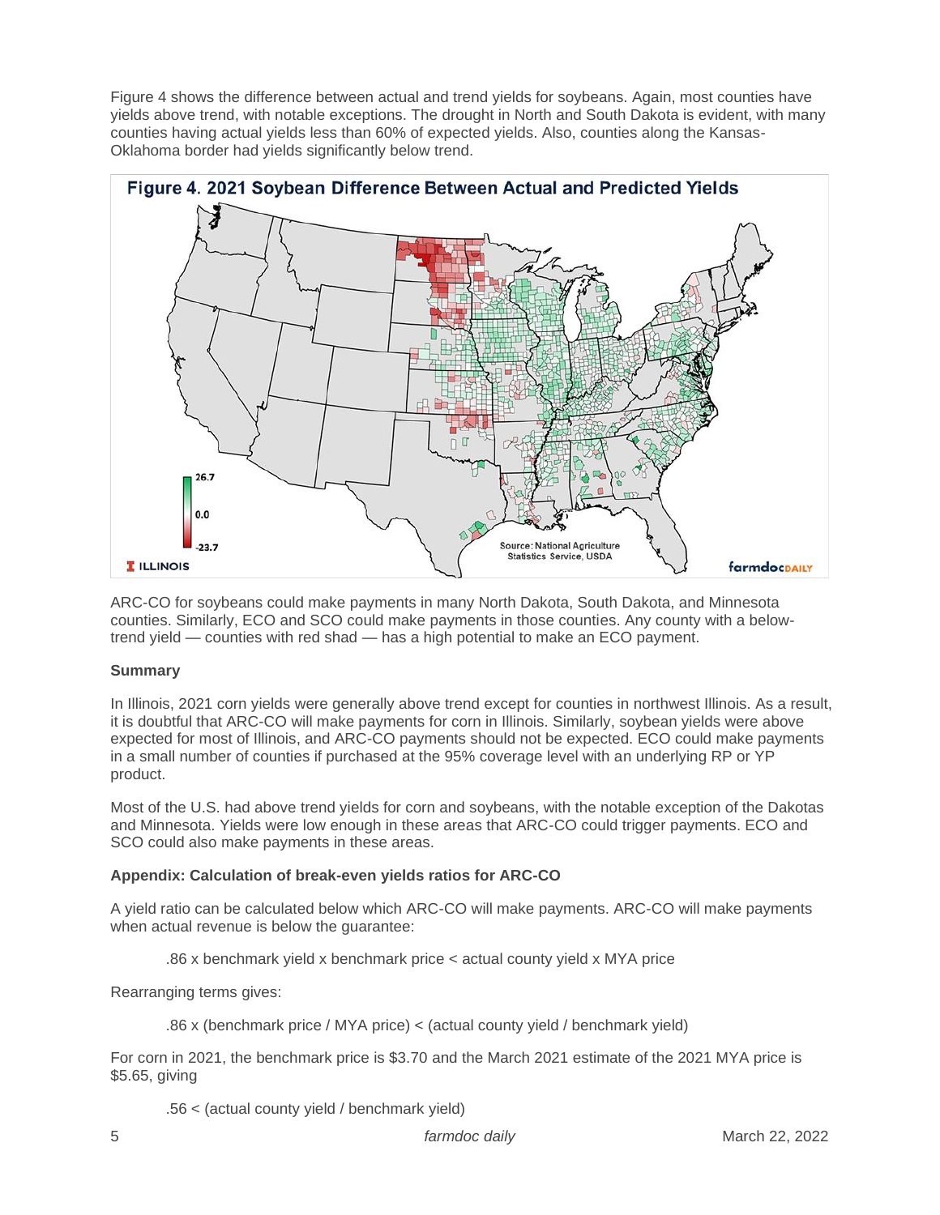Figure 4 shows the difference between actual and trend yields for soybeans. Again, most counties have yields above trend, with notable exceptions. The drought in North and South Dakota is evident, with many counties having actual yields less than 60% of expected yields. Also, counties along the Kansas-Oklahoma border had yields significantly below trend.

**Figure 4. 2021 Soybean Difference Between Actual and Predicted Yields**

ARC-CO for soybeans could make payments in many North Dakota, South Dakota, and Minnesota counties. Similarly, ECO and SCO could make payments in those counties. Any county with a below-trend yield — counties with red shad — has a high potential to make an ECO payment.

**Summary**

In Illinois, 2021 corn yields were generally above trend except for counties in northwest Illinois. As a result, it is doubtful that ARC-CO will make payments for corn in Illinois. Similarly, soybean yields were above expected for most of Illinois, and ARC-CO payments should not be expected. ECO could make payments in a small number of counties if purchased at the 95% coverage level with an underlying RP or YP product.

Most of the U.S. had above trend yields for corn and soybeans, with the notable exception of the Dakotas and Minnesota. Yields were low enough in these areas that ARC-CO could trigger payments. ECO and SCO could also make payments in these areas.

**Appendix: Calculation of break-even yields ratios for ARC-CO**

A yield ratio can be calculated below which ARC-CO will make payments. ARC-CO will make payments when actual revenue is below the guarantee:

.86 x benchmark yield x benchmark price < actual county yield x MYA price

Rearranging terms gives:

.86 x (benchmark price / MYA price) < (actual county yield / benchmark yield)

For corn in 2021, the benchmark price is $3.70 and the March 2021 estimate of the 2021 MYA price is $5.65, giving

.56 < (actual county yield / benchmark yield)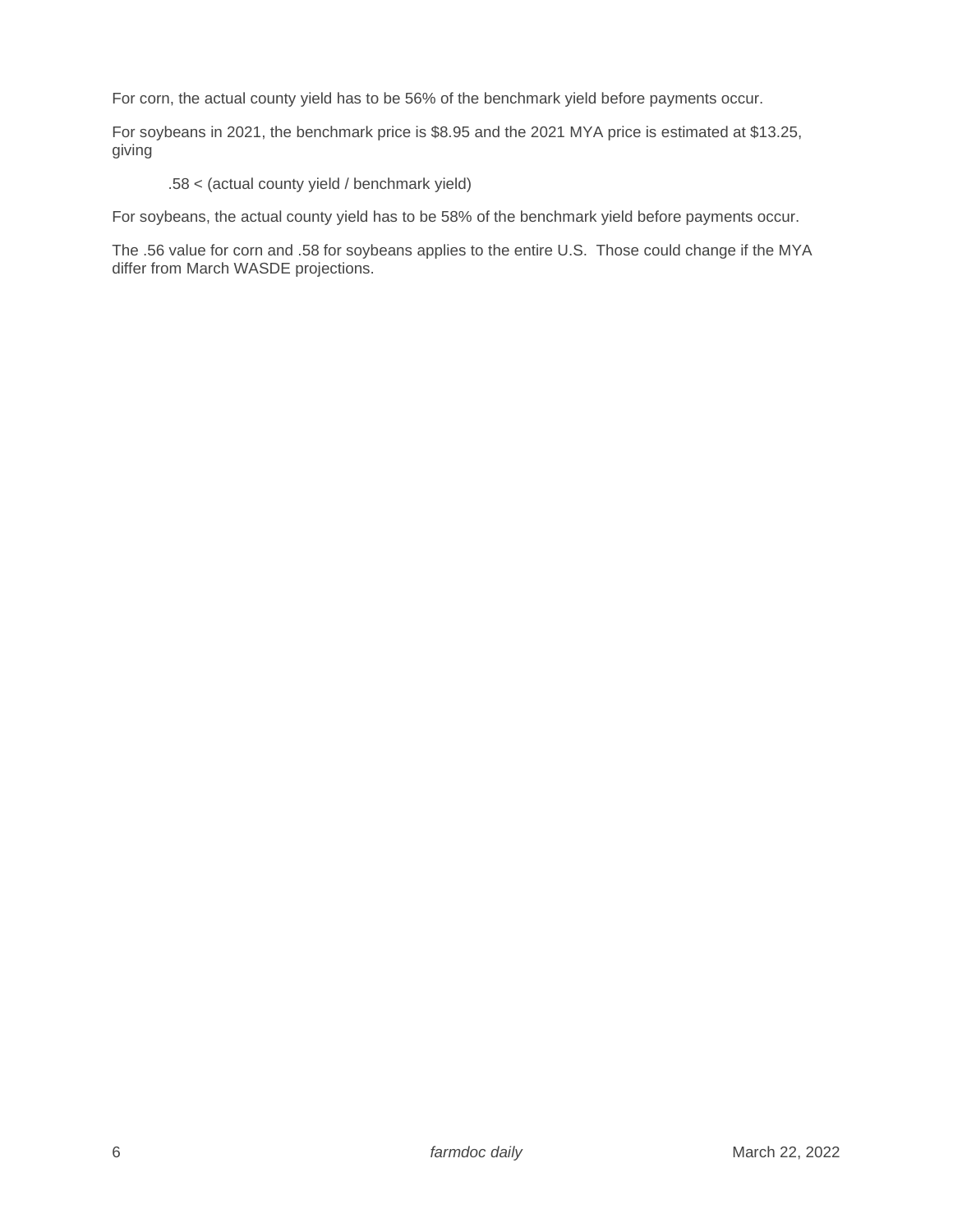For corn, the actual county yield has to be 56% of the benchmark yield before payments occur.

For soybeans in 2021, the benchmark price is $8.95 and the 2021 MYA price is estimated at $13.25, giving

$$.58 < (\text{actual county yield} / \text{benchmark yield})$$

For soybeans, the actual county yield has to be 58% of the benchmark yield before payments occur.

The .56 value for corn and .58 for soybeans applies to the entire U.S. Those could change if the MYA differ from March WASDE projections.